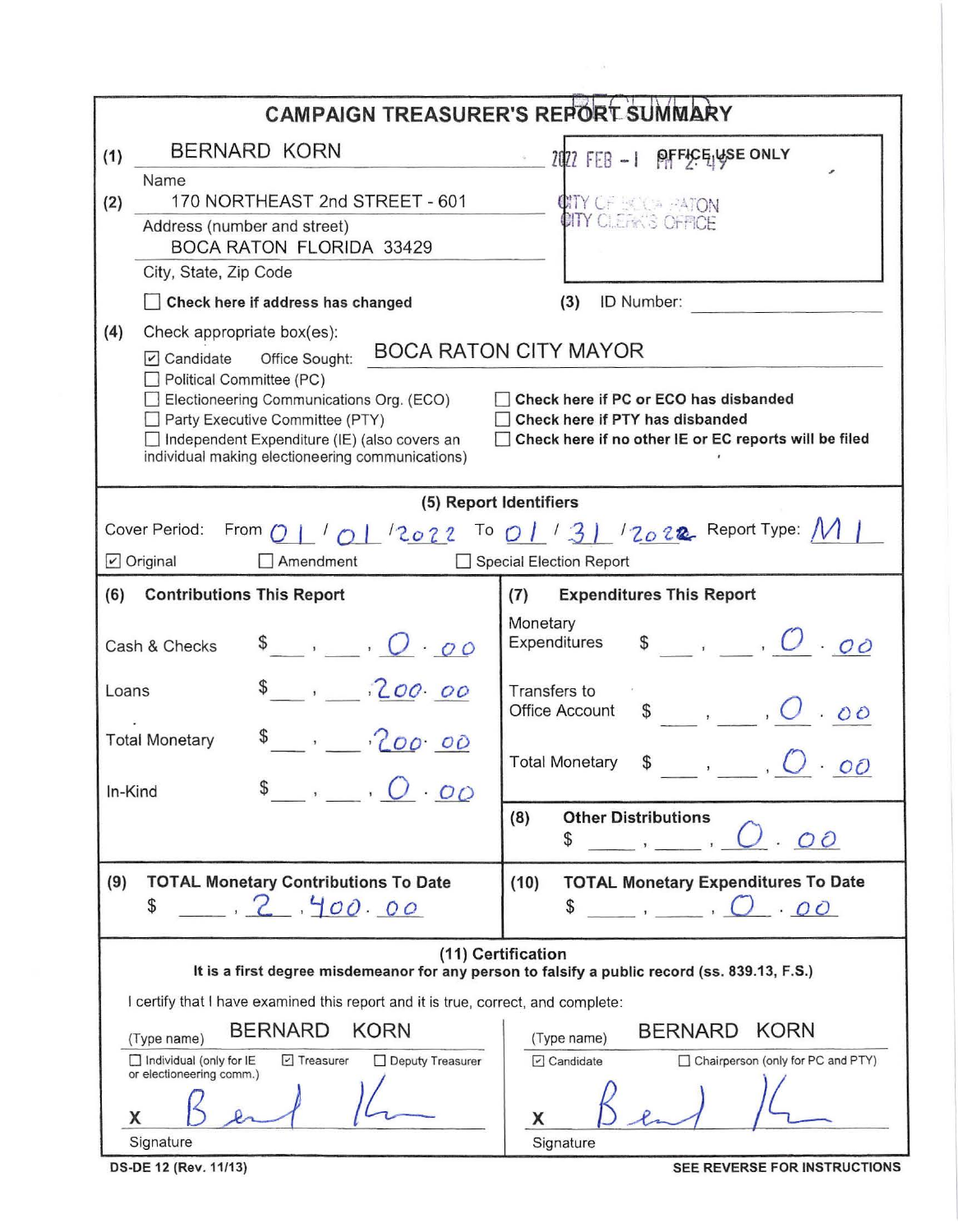# CAMPAIGN TREASURER'S REPORT SUMMARY

RECEIVED
2022 FEB -1 PM 2:49
CITY OF BOCA RATON
CITY CLERK'S OFFICE

OFFICE USE ONLY

(1) BERNARD KORN
Name

(2) 170 NORTHEAST 2nd STREET - 601
Address (number and street)
BOCA RATON FLORIDA 33429
City, State, Zip Code

☐ **Check here if address has changed**

(3) ID Number: ______

(4) Check appropriate box(es):

☑ Candidate Office Sought: BOCA RATON CITY MAYOR
☐ Political Committee (PC)
☐ Electioneering Communications Org. (ECO)
☐ Party Executive Committee (PTY)
☐ Independent Expenditure (IE) (also covers an individual making electioneering communications)

☐ **Check here if PC or ECO has disbanded**
☐ **Check here if PTY has disbanded**
☐ **Check here if no other IE or EC reports will be filed**

## (5) Report Identifiers

Cover Period: From 01 / 01 / 2022 To 01 / 31 / 2022 Report Type: M1

☑ Original ☐ Amendment ☐ Special Election Report

| (6) Contributions This Report | | (7) Expenditures This Report | |
|---|---|---|---|
| Cash & Checks | $ 0.00 | Monetary Expenditures | $ 0.00 |
| Loans | $ 200.00 | Transfers to Office Account | $ 0.00 |
| Total Monetary | $ 200.00 | Total Monetary | $ 0.00 |
| In-Kind | $ 0.00 | (8) Other Distributions | $ 0.00 |
| (9) TOTAL Monetary Contributions To Date | $ 2,400.00 | (10) TOTAL Monetary Expenditures To Date | $ 0.00 |

## (11) Certification

**It is a first degree misdemeanor for any person to falsify a public record (ss. 839.13, F.S.)**

I certify that I have examined this report and it is true, correct, and complete:

(Type name) BERNARD KORN
☐ Individual (only for IE or electioneering comm.) ☑ Treasurer ☐ Deputy Treasurer

X [signature]
Signature

(Type name) BERNARD KORN
☑ Candidate ☐ Chairperson (only for PC and PTY)

X [signature]
Signature

DS-DE 12 (Rev. 11/13) SEE REVERSE FOR INSTRUCTIONS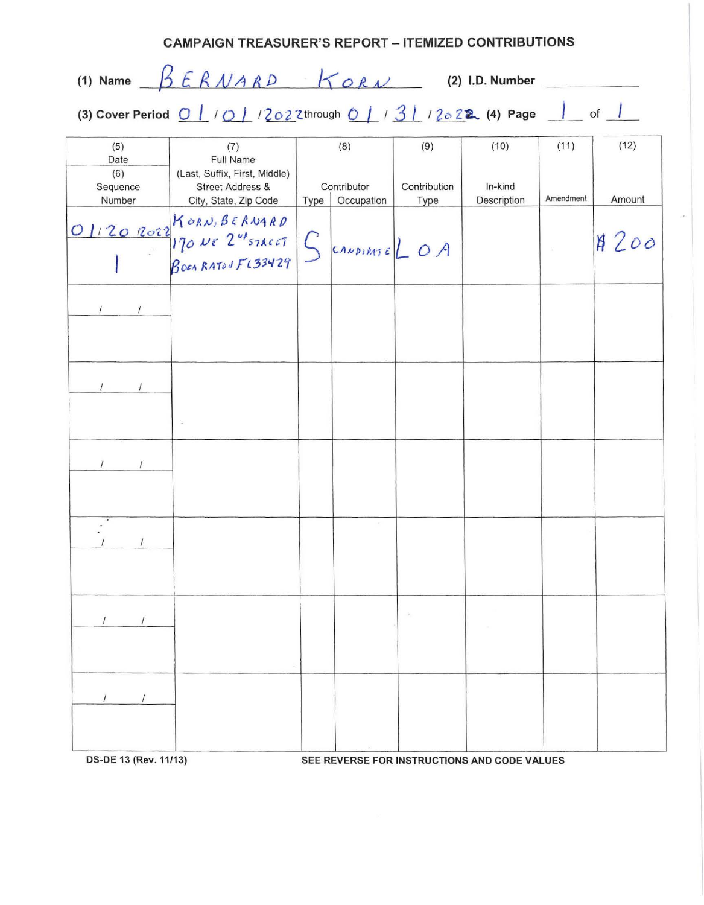## CAMPAIGN TREASURER'S REPORT – ITEMIZED CONTRIBUTIONS

(1) Name BERNARD KORN (2) I.D. Number

(3) Cover Period 01 / 01 / 2022 through 01 / 31 / 2022 (4) Page 1 of 1

| (5) Date / (6) Sequence Number | (7) Full Name (Last, Suffix, First, Middle) Street Address & City, State, Zip Code | (8) Contributor Type | Occupation | (9) Contribution Type | (10) In-kind Description | (11) Amendment | (12) Amount |
|---|---|---|---|---|---|---|---|
| 01/20/2022<br>1 | KORN, BERNARD<br>170 NE 2nd STREET<br>BOCA RATON FL 33429 | S | CANDIDATE | LOA | | | $200 |
| / / | | | | | | | |
| / / | | | | | | | |
| / / | | | | | | | |
| / / | | | | | | | |
| / / | | | | | | | |
| / / | | | | | | | |

DS-DE 13 (Rev. 11/13)

SEE REVERSE FOR INSTRUCTIONS AND CODE VALUES